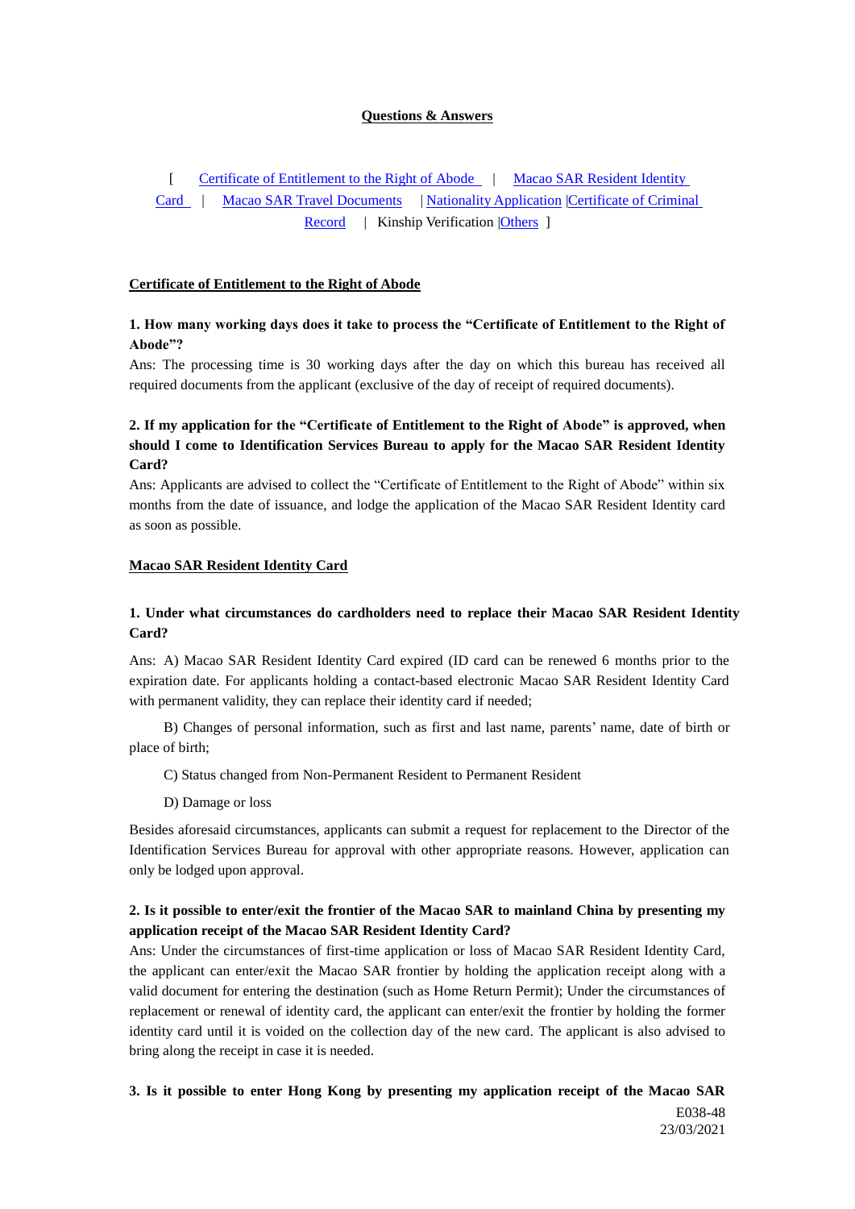# Questions & Answers

[ Certificate of Entitlement to the Right of Abode | Macao SAR Resident Identity Card | Macao SAR Travel Documents | Nationality Application |Certificate of Criminal Record | Kinship Verification |Others ]

## Certificate of Entitlement to the Right of Abode

**1. How many working days does it take to process the "Certificate of Entitlement to the Right of Abode"?**

Ans: The processing time is 30 working days after the day on which this bureau has received all required documents from the applicant (exclusive of the day of receipt of required documents).

**2. If my application for the "Certificate of Entitlement to the Right of Abode" is approved, when should I come to Identification Services Bureau to apply for the Macao SAR Resident Identity Card?**

Ans: Applicants are advised to collect the "Certificate of Entitlement to the Right of Abode" within six months from the date of issuance, and lodge the application of the Macao SAR Resident Identity card as soon as possible.

## Macao SAR Resident Identity Card

**1. Under what circumstances do cardholders need to replace their Macao SAR Resident Identity Card?**

Ans: A) Macao SAR Resident Identity Card expired (ID card can be renewed 6 months prior to the expiration date. For applicants holding a contact-based electronic Macao SAR Resident Identity Card with permanent validity, they can replace their identity card if needed;

B) Changes of personal information, such as first and last name, parents' name, date of birth or place of birth;

C) Status changed from Non-Permanent Resident to Permanent Resident

D) Damage or loss

Besides aforesaid circumstances, applicants can submit a request for replacement to the Director of the Identification Services Bureau for approval with other appropriate reasons. However, application can only be lodged upon approval.

**2. Is it possible to enter/exit the frontier of the Macao SAR to mainland China by presenting my application receipt of the Macao SAR Resident Identity Card?**

Ans: Under the circumstances of first-time application or loss of Macao SAR Resident Identity Card, the applicant can enter/exit the Macao SAR frontier by holding the application receipt along with a valid document for entering the destination (such as Home Return Permit); Under the circumstances of replacement or renewal of identity card, the applicant can enter/exit the frontier by holding the former identity card until it is voided on the collection day of the new card. The applicant is also advised to bring along the receipt in case it is needed.

**3. Is it possible to enter Hong Kong by presenting my application receipt of the Macao SAR**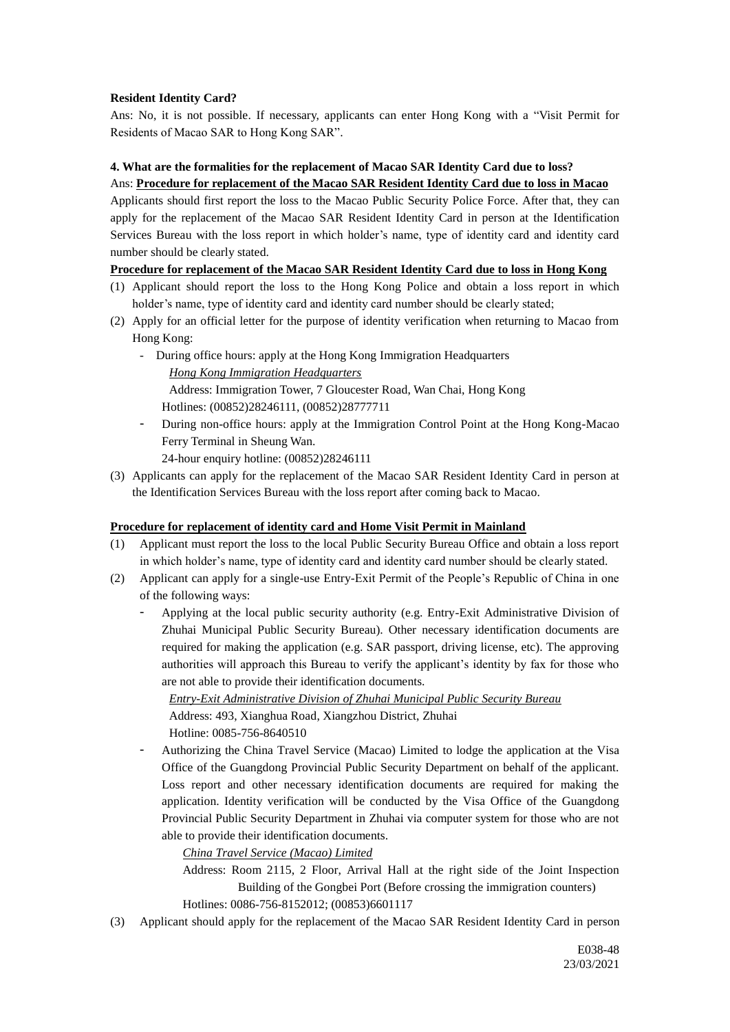**Resident Identity Card?**

Ans: No, it is not possible. If necessary, applicants can enter Hong Kong with a "Visit Permit for Residents of Macao SAR to Hong Kong SAR".

**4. What are the formalities for the replacement of Macao SAR Identity Card due to loss?**

Ans: **<u>Procedure for replacement of the Macao SAR Resident Identity Card due to loss in Macao</u>**

Applicants should first report the loss to the Macao Public Security Police Force. After that, they can apply for the replacement of the Macao SAR Resident Identity Card in person at the Identification Services Bureau with the loss report in which holder's name, type of identity card and identity card number should be clearly stated.

**<u>Procedure for replacement of the Macao SAR Resident Identity Card due to loss in Hong Kong</u>**

(1) Applicant should report the loss to the Hong Kong Police and obtain a loss report in which holder's name, type of identity card and identity card number should be clearly stated;

(2) Apply for an official letter for the purpose of identity verification when returning to Macao from Hong Kong:

- During office hours: apply at the Hong Kong Immigration Headquarters

  *<u>Hong Kong Immigration Headquarters</u>*

  Address: Immigration Tower, 7 Gloucester Road, Wan Chai, Hong Kong

  Hotlines: (00852)28246111, (00852)28777711

- During non-office hours: apply at the Immigration Control Point at the Hong Kong-Macao Ferry Terminal in Sheung Wan.

  24-hour enquiry hotline: (00852)28246111

(3) Applicants can apply for the replacement of the Macao SAR Resident Identity Card in person at the Identification Services Bureau with the loss report after coming back to Macao.

**<u>Procedure for replacement of identity card and Home Visit Permit in Mainland</u>**

(1) Applicant must report the loss to the local Public Security Bureau Office and obtain a loss report in which holder's name, type of identity card and identity card number should be clearly stated.

(2) Applicant can apply for a single-use Entry-Exit Permit of the People's Republic of China in one of the following ways:

- Applying at the local public security authority (e.g. Entry-Exit Administrative Division of Zhuhai Municipal Public Security Bureau). Other necessary identification documents are required for making the application (e.g. SAR passport, driving license, etc). The approving authorities will approach this Bureau to verify the applicant's identity by fax for those who are not able to provide their identification documents.

  *<u>Entry-Exit Administrative Division of Zhuhai Municipal Public Security Bureau</u>*

  Address: 493, Xianghua Road, Xiangzhou District, Zhuhai

  Hotline: 0085-756-8640510

- Authorizing the China Travel Service (Macao) Limited to lodge the application at the Visa Office of the Guangdong Provincial Public Security Department on behalf of the applicant. Loss report and other necessary identification documents are required for making the application. Identity verification will be conducted by the Visa Office of the Guangdong Provincial Public Security Department in Zhuhai via computer system for those who are not able to provide their identification documents.

  *<u>China Travel Service (Macao) Limited</u>*

  Address: Room 2115, 2 Floor, Arrival Hall at the right side of the Joint Inspection Building of the Gongbei Port (Before crossing the immigration counters)

  Hotlines: 0086-756-8152012; (00853)6601117

(3) Applicant should apply for the replacement of the Macao SAR Resident Identity Card in person

E038-48
23/03/2021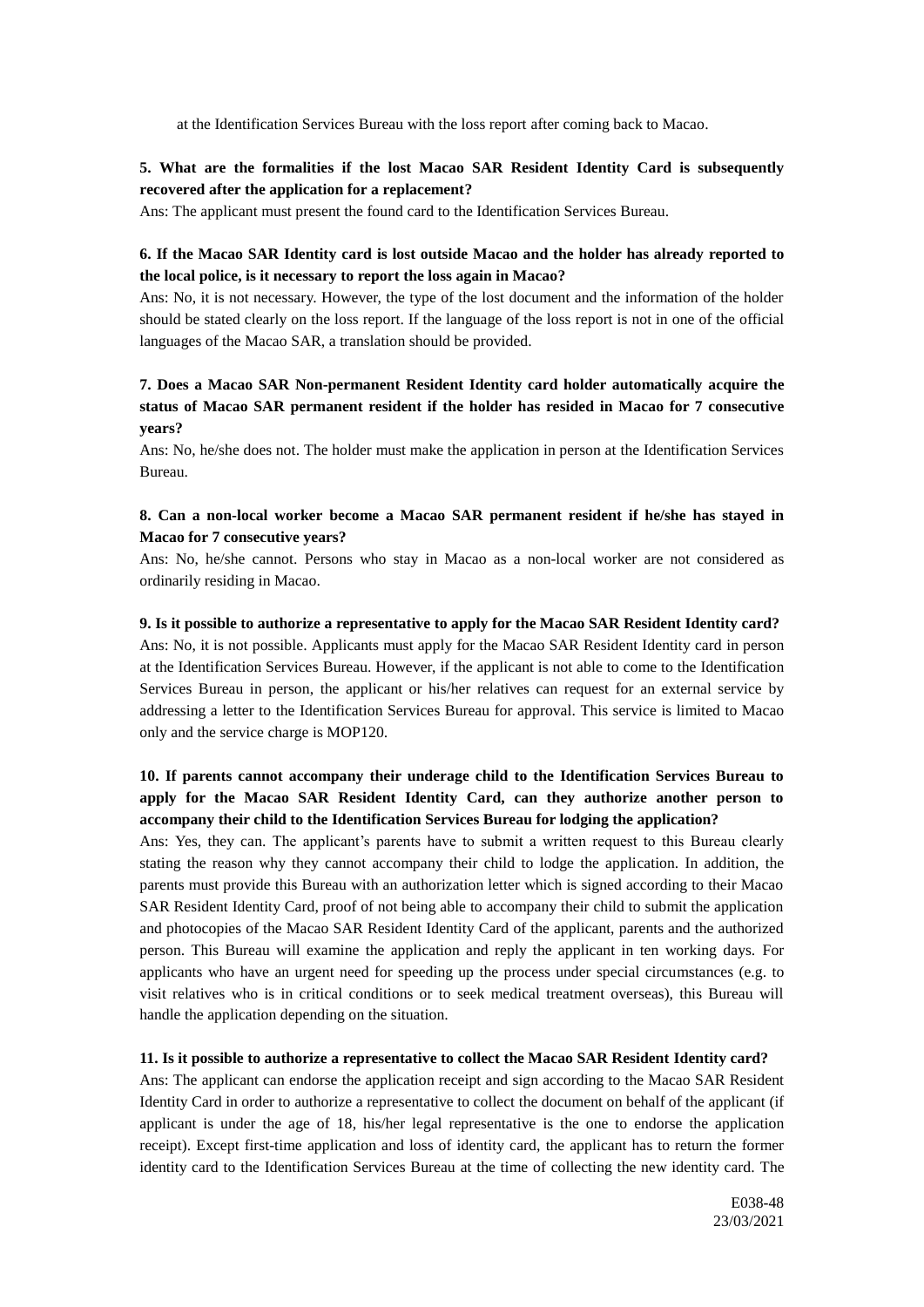at the Identification Services Bureau with the loss report after coming back to Macao.

**5. What are the formalities if the lost Macao SAR Resident Identity Card is subsequently recovered after the application for a replacement?**

Ans: The applicant must present the found card to the Identification Services Bureau.

**6. If the Macao SAR Identity card is lost outside Macao and the holder has already reported to the local police, is it necessary to report the loss again in Macao?**

Ans: No, it is not necessary. However, the type of the lost document and the information of the holder should be stated clearly on the loss report. If the language of the loss report is not in one of the official languages of the Macao SAR, a translation should be provided.

**7. Does a Macao SAR Non-permanent Resident Identity card holder automatically acquire the status of Macao SAR permanent resident if the holder has resided in Macao for 7 consecutive years?**

Ans: No, he/she does not. The holder must make the application in person at the Identification Services Bureau.

**8. Can a non-local worker become a Macao SAR permanent resident if he/she has stayed in Macao for 7 consecutive years?**

Ans: No, he/she cannot. Persons who stay in Macao as a non-local worker are not considered as ordinarily residing in Macao.

**9. Is it possible to authorize a representative to apply for the Macao SAR Resident Identity card?**

Ans: No, it is not possible. Applicants must apply for the Macao SAR Resident Identity card in person at the Identification Services Bureau. However, if the applicant is not able to come to the Identification Services Bureau in person, the applicant or his/her relatives can request for an external service by addressing a letter to the Identification Services Bureau for approval. This service is limited to Macao only and the service charge is MOP120.

**10. If parents cannot accompany their underage child to the Identification Services Bureau to apply for the Macao SAR Resident Identity Card, can they authorize another person to accompany their child to the Identification Services Bureau for lodging the application?**

Ans: Yes, they can. The applicant's parents have to submit a written request to this Bureau clearly stating the reason why they cannot accompany their child to lodge the application. In addition, the parents must provide this Bureau with an authorization letter which is signed according to their Macao SAR Resident Identity Card, proof of not being able to accompany their child to submit the application and photocopies of the Macao SAR Resident Identity Card of the applicant, parents and the authorized person. This Bureau will examine the application and reply the applicant in ten working days. For applicants who have an urgent need for speeding up the process under special circumstances (e.g. to visit relatives who is in critical conditions or to seek medical treatment overseas), this Bureau will handle the application depending on the situation.

**11. Is it possible to authorize a representative to collect the Macao SAR Resident Identity card?**

Ans: The applicant can endorse the application receipt and sign according to the Macao SAR Resident Identity Card in order to authorize a representative to collect the document on behalf of the applicant (if applicant is under the age of 18, his/her legal representative is the one to endorse the application receipt). Except first-time application and loss of identity card, the applicant has to return the former identity card to the Identification Services Bureau at the time of collecting the new identity card. The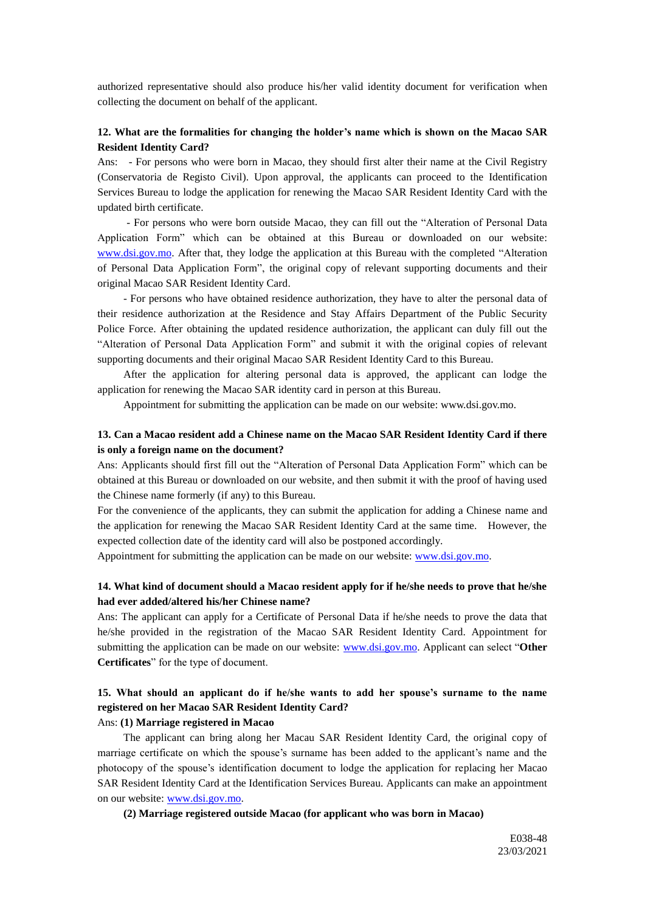authorized representative should also produce his/her valid identity document for verification when collecting the document on behalf of the applicant.

**12. What are the formalities for changing the holder's name which is shown on the Macao SAR Resident Identity Card?**

Ans: - For persons who were born in Macao, they should first alter their name at the Civil Registry (Conservatoria de Registo Civil). Upon approval, the applicants can proceed to the Identification Services Bureau to lodge the application for renewing the Macao SAR Resident Identity Card with the updated birth certificate.

- For persons who were born outside Macao, they can fill out the "Alteration of Personal Data Application Form" which can be obtained at this Bureau or downloaded on our website: www.dsi.gov.mo. After that, they lodge the application at this Bureau with the completed "Alteration of Personal Data Application Form", the original copy of relevant supporting documents and their original Macao SAR Resident Identity Card.

- For persons who have obtained residence authorization, they have to alter the personal data of their residence authorization at the Residence and Stay Affairs Department of the Public Security Police Force. After obtaining the updated residence authorization, the applicant can duly fill out the "Alteration of Personal Data Application Form" and submit it with the original copies of relevant supporting documents and their original Macao SAR Resident Identity Card to this Bureau.

After the application for altering personal data is approved, the applicant can lodge the application for renewing the Macao SAR identity card in person at this Bureau.

Appointment for submitting the application can be made on our website: www.dsi.gov.mo.

**13. Can a Macao resident add a Chinese name on the Macao SAR Resident Identity Card if there is only a foreign name on the document?**

Ans: Applicants should first fill out the "Alteration of Personal Data Application Form" which can be obtained at this Bureau or downloaded on our website, and then submit it with the proof of having used the Chinese name formerly (if any) to this Bureau.

For the convenience of the applicants, they can submit the application for adding a Chinese name and the application for renewing the Macao SAR Resident Identity Card at the same time. However, the expected collection date of the identity card will also be postponed accordingly.

Appointment for submitting the application can be made on our website: www.dsi.gov.mo.

**14. What kind of document should a Macao resident apply for if he/she needs to prove that he/she had ever added/altered his/her Chinese name?**

Ans: The applicant can apply for a Certificate of Personal Data if he/she needs to prove the data that he/she provided in the registration of the Macao SAR Resident Identity Card. Appointment for submitting the application can be made on our website: www.dsi.gov.mo. Applicant can select "**Other Certificates**" for the type of document.

**15. What should an applicant do if he/she wants to add her spouse's surname to the name registered on her Macao SAR Resident Identity Card?**

Ans: **(1) Marriage registered in Macao**

The applicant can bring along her Macau SAR Resident Identity Card, the original copy of marriage certificate on which the spouse's surname has been added to the applicant's name and the photocopy of the spouse's identification document to lodge the application for replacing her Macao SAR Resident Identity Card at the Identification Services Bureau. Applicants can make an appointment on our website: www.dsi.gov.mo.

**(2) Marriage registered outside Macao (for applicant who was born in Macao)**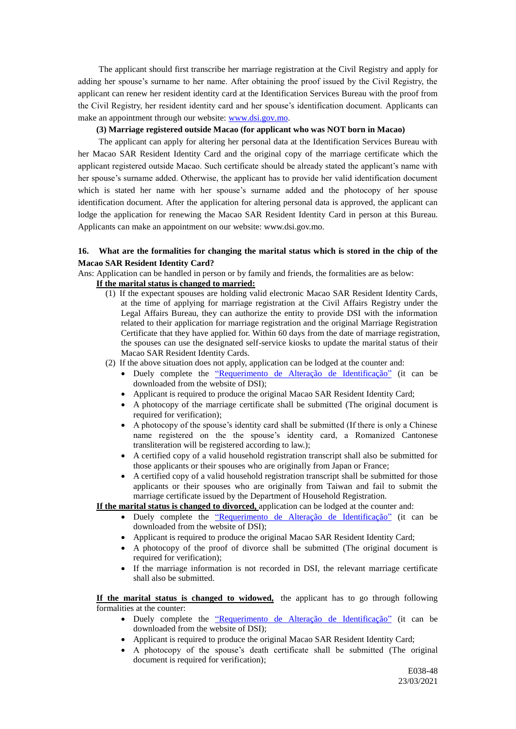The applicant should first transcribe her marriage registration at the Civil Registry and apply for adding her spouse's surname to her name. After obtaining the proof issued by the Civil Registry, the applicant can renew her resident identity card at the Identification Services Bureau with the proof from the Civil Registry, her resident identity card and her spouse's identification document. Applicants can make an appointment through our website: www.dsi.gov.mo.

**(3) Marriage registered outside Macao (for applicant who was NOT born in Macao)**

The applicant can apply for altering her personal data at the Identification Services Bureau with her Macao SAR Resident Identity Card and the original copy of the marriage certificate which the applicant registered outside Macao. Such certificate should be already stated the applicant's name with her spouse's surname added. Otherwise, the applicant has to provide her valid identification document which is stated her name with her spouse's surname added and the photocopy of her spouse identification document. After the application for altering personal data is approved, the applicant can lodge the application for renewing the Macao SAR Resident Identity Card in person at this Bureau. Applicants can make an appointment on our website: www.dsi.gov.mo.

**16. What are the formalities for changing the marital status which is stored in the chip of the Macao SAR Resident Identity Card?**

Ans: Application can be handled in person or by family and friends, the formalities are as below:

**If the marital status is changed to married:**

(1) If the expectant spouses are holding valid electronic Macao SAR Resident Identity Cards, at the time of applying for marriage registration at the Civil Affairs Registry under the Legal Affairs Bureau, they can authorize the entity to provide DSI with the information related to their application for marriage registration and the original Marriage Registration Certificate that they have applied for. Within 60 days from the date of marriage registration, the spouses can use the designated self-service kiosks to update the marital status of their Macao SAR Resident Identity Cards.

(2) If the above situation does not apply, application can be lodged at the counter and:

- Duely complete the "Requerimento de Alteração de Identificação" (it can be downloaded from the website of DSI);
- Applicant is required to produce the original Macao SAR Resident Identity Card;
- A photocopy of the marriage certificate shall be submitted (The original document is required for verification);
- A photocopy of the spouse's identity card shall be submitted (If there is only a Chinese name registered on the the spouse's identity card, a Romanized Cantonese transliteration will be registered according to law.);
- A certified copy of a valid household registration transcript shall also be submitted for those applicants or their spouses who are originally from Japan or France;
- A certified copy of a valid household registration transcript shall be submitted for those applicants or their spouses who are originally from Taiwan and fail to submit the marriage certificate issued by the Department of Household Registration.

**If the marital status is changed to divorced,** application can be lodged at the counter and:

- Duely complete the "Requerimento de Alteração de Identificação" (it can be downloaded from the website of DSI);
- Applicant is required to produce the original Macao SAR Resident Identity Card;
- A photocopy of the proof of divorce shall be submitted (The original document is required for verification);
- If the marriage information is not recorded in DSI, the relevant marriage certificate shall also be submitted.

**If the marital status is changed to widowed,** the applicant has to go through following formalities at the counter:

- Duely complete the "Requerimento de Alteração de Identificação" (it can be downloaded from the website of DSI);
- Applicant is required to produce the original Macao SAR Resident Identity Card;
- A photocopy of the spouse's death certificate shall be submitted (The original document is required for verification);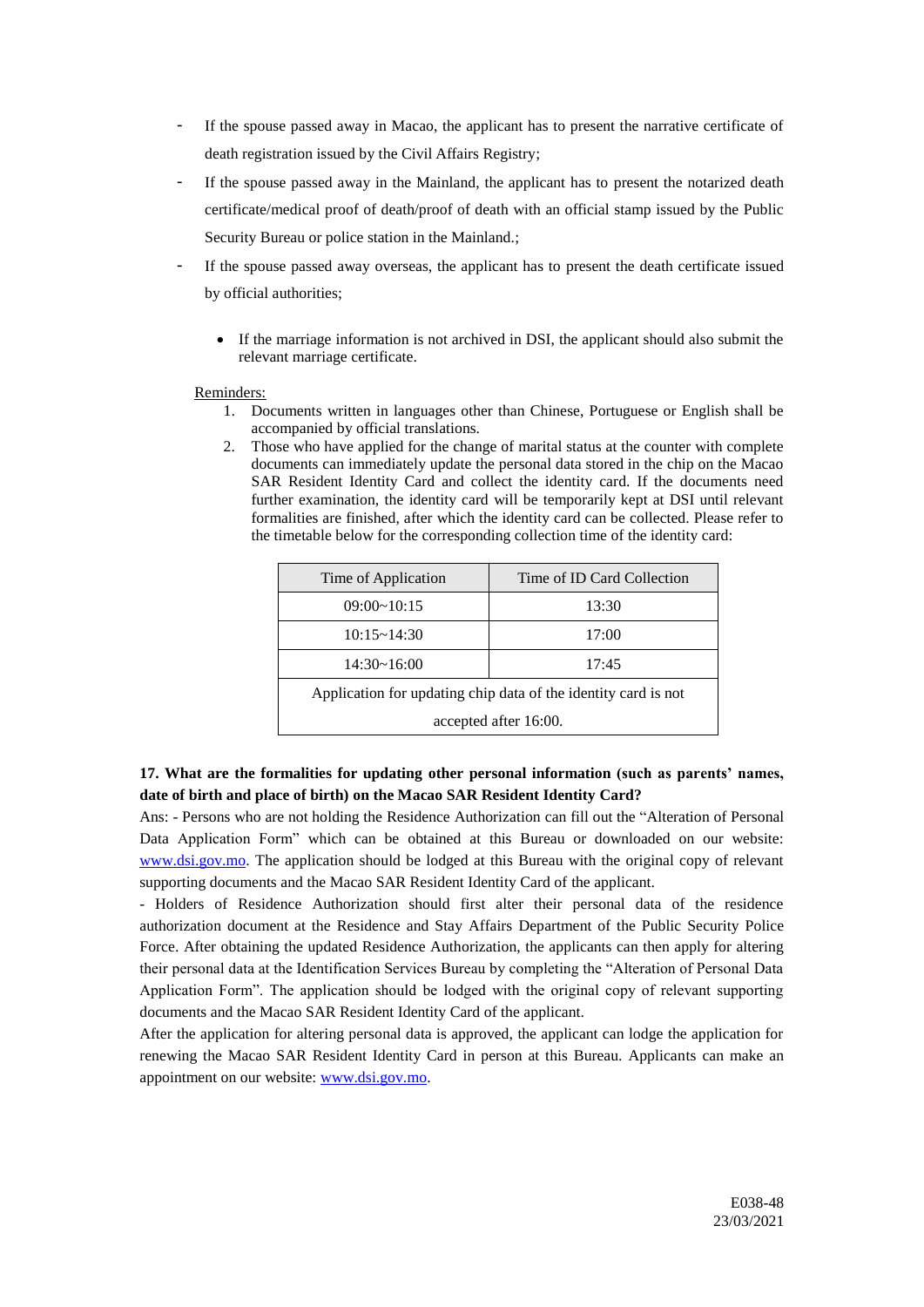- If the spouse passed away in Macao, the applicant has to present the narrative certificate of death registration issued by the Civil Affairs Registry;
- If the spouse passed away in the Mainland, the applicant has to present the notarized death certificate/medical proof of death/proof of death with an official stamp issued by the Public Security Bureau or police station in the Mainland.;
- If the spouse passed away overseas, the applicant has to present the death certificate issued by official authorities;

  - If the marriage information is not archived in DSI, the applicant should also submit the relevant marriage certificate.

Reminders:

1. Documents written in languages other than Chinese, Portuguese or English shall be accompanied by official translations.
2. Those who have applied for the change of marital status at the counter with complete documents can immediately update the personal data stored in the chip on the Macao SAR Resident Identity Card and collect the identity card. If the documents need further examination, the identity card will be temporarily kept at DSI until relevant formalities are finished, after which the identity card can be collected. Please refer to the timetable below for the corresponding collection time of the identity card:

| Time of Application | Time of ID Card Collection |
| --- | --- |
| 09:00~10:15 | 13:30 |
| 10:15~14:30 | 17:00 |
| 14:30~16:00 | 17:45 |
| Application for updating chip data of the identity card is not accepted after 16:00. | |

**17. What are the formalities for updating other personal information (such as parents' names, date of birth and place of birth) on the Macao SAR Resident Identity Card?**

Ans: - Persons who are not holding the Residence Authorization can fill out the "Alteration of Personal Data Application Form" which can be obtained at this Bureau or downloaded on our website: www.dsi.gov.mo. The application should be lodged at this Bureau with the original copy of relevant supporting documents and the Macao SAR Resident Identity Card of the applicant.

- Holders of Residence Authorization should first alter their personal data of the residence authorization document at the Residence and Stay Affairs Department of the Public Security Police Force. After obtaining the updated Residence Authorization, the applicants can then apply for altering their personal data at the Identification Services Bureau by completing the "Alteration of Personal Data Application Form". The application should be lodged with the original copy of relevant supporting documents and the Macao SAR Resident Identity Card of the applicant.

After the application for altering personal data is approved, the applicant can lodge the application for renewing the Macao SAR Resident Identity Card in person at this Bureau. Applicants can make an appointment on our website: www.dsi.gov.mo.

E038-48
23/03/2021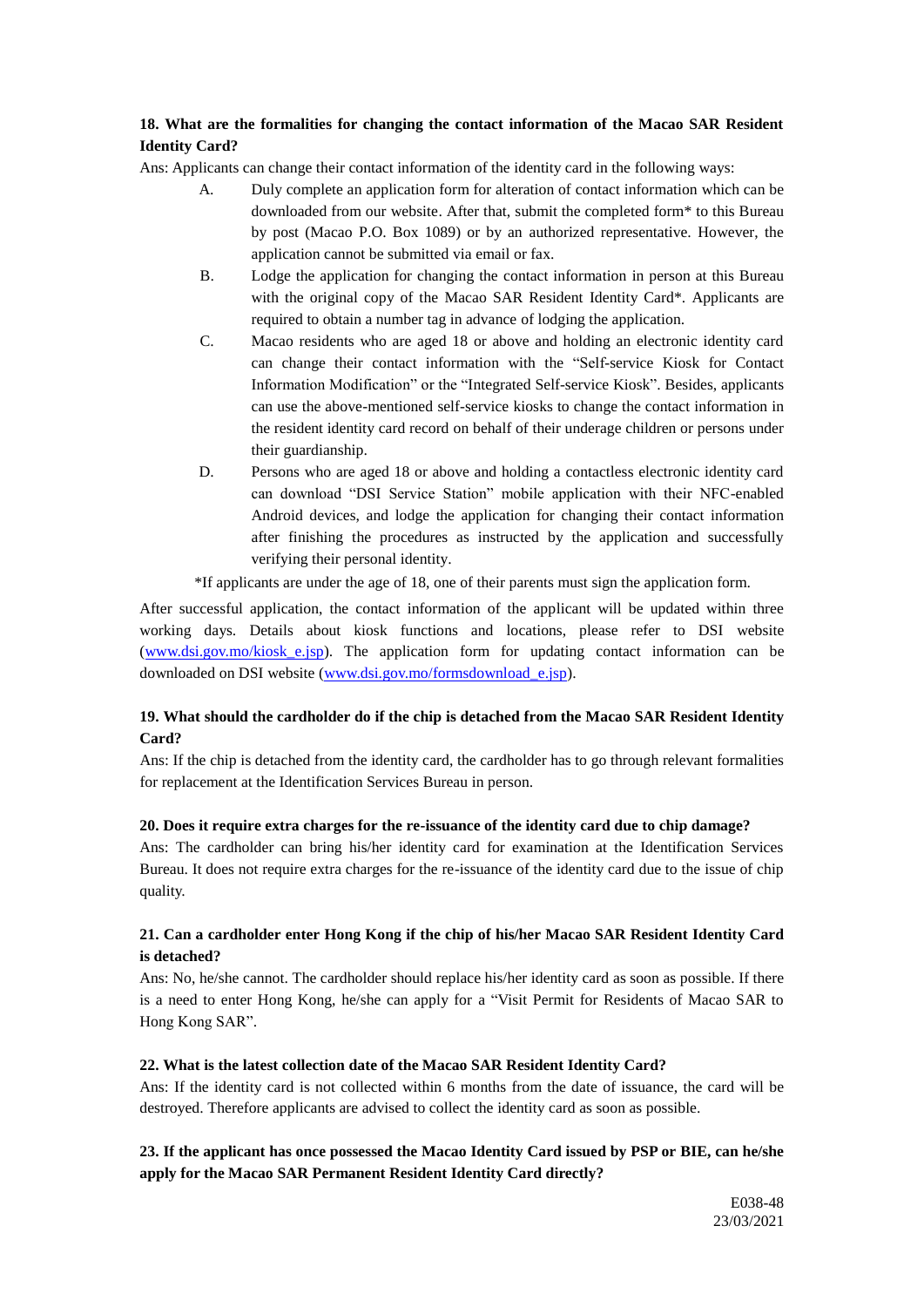**18. What are the formalities for changing the contact information of the Macao SAR Resident Identity Card?**

Ans: Applicants can change their contact information of the identity card in the following ways:

A. Duly complete an application form for alteration of contact information which can be downloaded from our website. After that, submit the completed form* to this Bureau by post (Macao P.O. Box 1089) or by an authorized representative. However, the application cannot be submitted via email or fax.

B. Lodge the application for changing the contact information in person at this Bureau with the original copy of the Macao SAR Resident Identity Card*. Applicants are required to obtain a number tag in advance of lodging the application.

C. Macao residents who are aged 18 or above and holding an electronic identity card can change their contact information with the "Self-service Kiosk for Contact Information Modification" or the "Integrated Self-service Kiosk". Besides, applicants can use the above-mentioned self-service kiosks to change the contact information in the resident identity card record on behalf of their underage children or persons under their guardianship.

D. Persons who are aged 18 or above and holding a contactless electronic identity card can download "DSI Service Station" mobile application with their NFC-enabled Android devices, and lodge the application for changing their contact information after finishing the procedures as instructed by the application and successfully verifying their personal identity.

*If applicants are under the age of 18, one of their parents must sign the application form.

After successful application, the contact information of the applicant will be updated within three working days. Details about kiosk functions and locations, please refer to DSI website (www.dsi.gov.mo/kiosk_e.jsp). The application form for updating contact information can be downloaded on DSI website (www.dsi.gov.mo/formsdownload_e.jsp).

**19. What should the cardholder do if the chip is detached from the Macao SAR Resident Identity Card?**

Ans: If the chip is detached from the identity card, the cardholder has to go through relevant formalities for replacement at the Identification Services Bureau in person.

**20. Does it require extra charges for the re-issuance of the identity card due to chip damage?**

Ans: The cardholder can bring his/her identity card for examination at the Identification Services Bureau. It does not require extra charges for the re-issuance of the identity card due to the issue of chip quality.

**21. Can a cardholder enter Hong Kong if the chip of his/her Macao SAR Resident Identity Card is detached?**

Ans: No, he/she cannot. The cardholder should replace his/her identity card as soon as possible. If there is a need to enter Hong Kong, he/she can apply for a "Visit Permit for Residents of Macao SAR to Hong Kong SAR".

**22. What is the latest collection date of the Macao SAR Resident Identity Card?**

Ans: If the identity card is not collected within 6 months from the date of issuance, the card will be destroyed. Therefore applicants are advised to collect the identity card as soon as possible.

**23. If the applicant has once possessed the Macao Identity Card issued by PSP or BIE, can he/she apply for the Macao SAR Permanent Resident Identity Card directly?**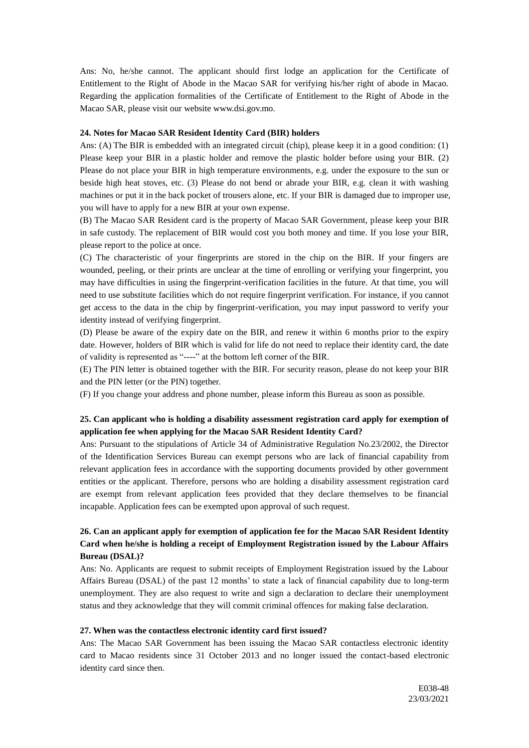Ans: No, he/she cannot. The applicant should first lodge an application for the Certificate of Entitlement to the Right of Abode in the Macao SAR for verifying his/her right of abode in Macao. Regarding the application formalities of the Certificate of Entitlement to the Right of Abode in the Macao SAR, please visit our website www.dsi.gov.mo.

**24. Notes for Macao SAR Resident Identity Card (BIR) holders**

Ans: (A) The BIR is embedded with an integrated circuit (chip), please keep it in a good condition: (1) Please keep your BIR in a plastic holder and remove the plastic holder before using your BIR. (2) Please do not place your BIR in high temperature environments, e.g. under the exposure to the sun or beside high heat stoves, etc. (3) Please do not bend or abrade your BIR, e.g. clean it with washing machines or put it in the back pocket of trousers alone, etc. If your BIR is damaged due to improper use, you will have to apply for a new BIR at your own expense.

(B) The Macao SAR Resident card is the property of Macao SAR Government, please keep your BIR in safe custody. The replacement of BIR would cost you both money and time. If you lose your BIR, please report to the police at once.

(C) The characteristic of your fingerprints are stored in the chip on the BIR. If your fingers are wounded, peeling, or their prints are unclear at the time of enrolling or verifying your fingerprint, you may have difficulties in using the fingerprint-verification facilities in the future. At that time, you will need to use substitute facilities which do not require fingerprint verification. For instance, if you cannot get access to the data in the chip by fingerprint-verification, you may input password to verify your identity instead of verifying fingerprint.

(D) Please be aware of the expiry date on the BIR, and renew it within 6 months prior to the expiry date. However, holders of BIR which is valid for life do not need to replace their identity card, the date of validity is represented as "----" at the bottom left corner of the BIR.

(E) The PIN letter is obtained together with the BIR. For security reason, please do not keep your BIR and the PIN letter (or the PIN) together.

(F) If you change your address and phone number, please inform this Bureau as soon as possible.

**25. Can applicant who is holding a disability assessment registration card apply for exemption of application fee when applying for the Macao SAR Resident Identity Card?**

Ans: Pursuant to the stipulations of Article 34 of Administrative Regulation No.23/2002, the Director of the Identification Services Bureau can exempt persons who are lack of financial capability from relevant application fees in accordance with the supporting documents provided by other government entities or the applicant. Therefore, persons who are holding a disability assessment registration card are exempt from relevant application fees provided that they declare themselves to be financial incapable. Application fees can be exempted upon approval of such request.

**26. Can an applicant apply for exemption of application fee for the Macao SAR Resident Identity Card when he/she is holding a receipt of Employment Registration issued by the Labour Affairs Bureau (DSAL)?**

Ans: No. Applicants are request to submit receipts of Employment Registration issued by the Labour Affairs Bureau (DSAL) of the past 12 months' to state a lack of financial capability due to long-term unemployment. They are also request to write and sign a declaration to declare their unemployment status and they acknowledge that they will commit criminal offences for making false declaration.

**27. When was the contactless electronic identity card first issued?**

Ans: The Macao SAR Government has been issuing the Macao SAR contactless electronic identity card to Macao residents since 31 October 2013 and no longer issued the contact-based electronic identity card since then.

E038-48
23/03/2021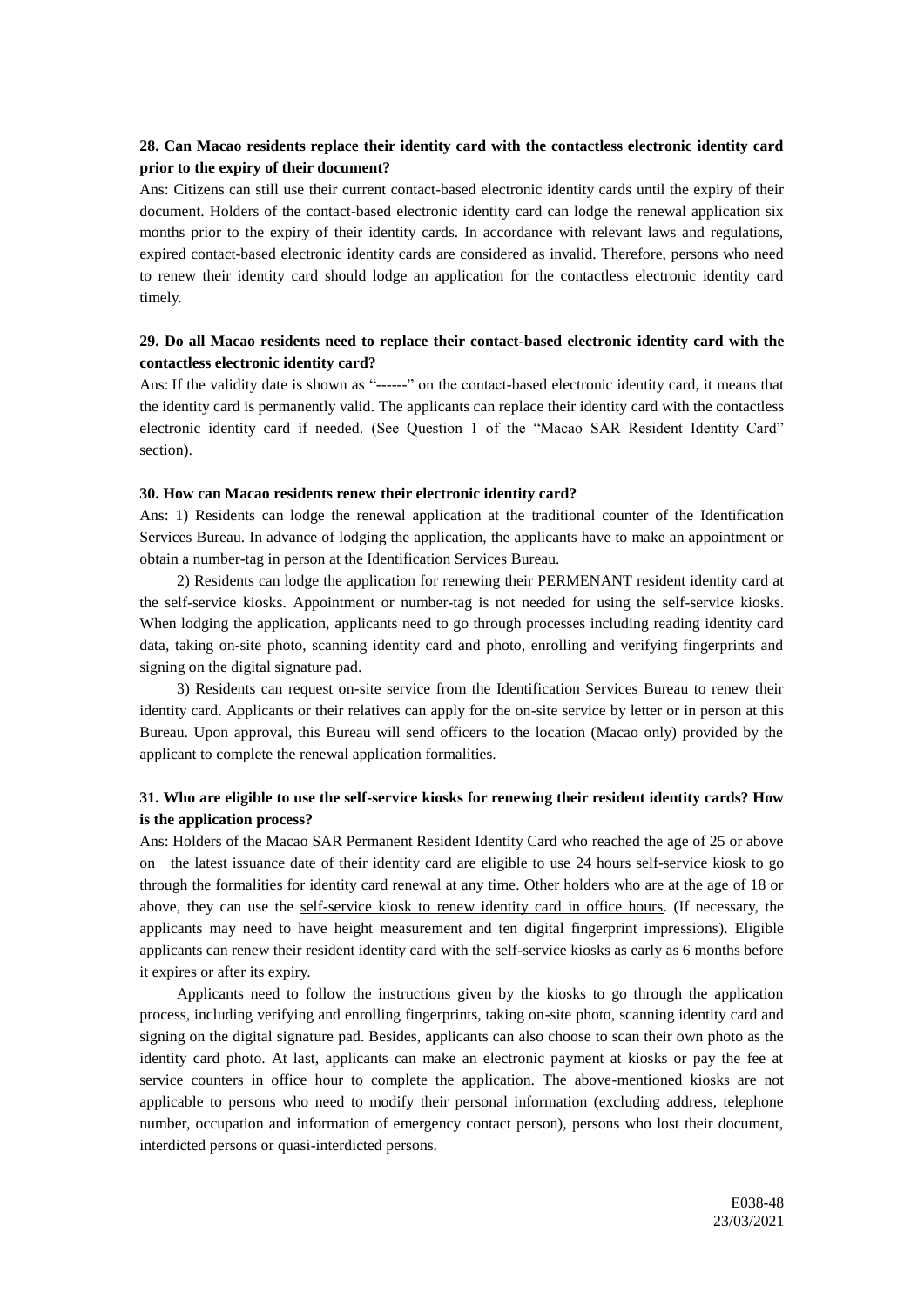**28. Can Macao residents replace their identity card with the contactless electronic identity card prior to the expiry of their document?**

Ans: Citizens can still use their current contact-based electronic identity cards until the expiry of their document. Holders of the contact-based electronic identity card can lodge the renewal application six months prior to the expiry of their identity cards. In accordance with relevant laws and regulations, expired contact-based electronic identity cards are considered as invalid. Therefore, persons who need to renew their identity card should lodge an application for the contactless electronic identity card timely.

**29. Do all Macao residents need to replace their contact-based electronic identity card with the contactless electronic identity card?**

Ans: If the validity date is shown as "------" on the contact-based electronic identity card, it means that the identity card is permanently valid. The applicants can replace their identity card with the contactless electronic identity card if needed. (See Question 1 of the "Macao SAR Resident Identity Card" section).

**30. How can Macao residents renew their electronic identity card?**

Ans: 1) Residents can lodge the renewal application at the traditional counter of the Identification Services Bureau. In advance of lodging the application, the applicants have to make an appointment or obtain a number-tag in person at the Identification Services Bureau.

2) Residents can lodge the application for renewing their PERMENANT resident identity card at the self-service kiosks. Appointment or number-tag is not needed for using the self-service kiosks. When lodging the application, applicants need to go through processes including reading identity card data, taking on-site photo, scanning identity card and photo, enrolling and verifying fingerprints and signing on the digital signature pad.

3) Residents can request on-site service from the Identification Services Bureau to renew their identity card. Applicants or their relatives can apply for the on-site service by letter or in person at this Bureau. Upon approval, this Bureau will send officers to the location (Macao only) provided by the applicant to complete the renewal application formalities.

**31. Who are eligible to use the self-service kiosks for renewing their resident identity cards? How is the application process?**

Ans: Holders of the Macao SAR Permanent Resident Identity Card who reached the age of 25 or above on the latest issuance date of their identity card are eligible to use 24 hours self-service kiosk to go through the formalities for identity card renewal at any time. Other holders who are at the age of 18 or above, they can use the self-service kiosk to renew identity card in office hours. (If necessary, the applicants may need to have height measurement and ten digital fingerprint impressions). Eligible applicants can renew their resident identity card with the self-service kiosks as early as 6 months before it expires or after its expiry.

Applicants need to follow the instructions given by the kiosks to go through the application process, including verifying and enrolling fingerprints, taking on-site photo, scanning identity card and signing on the digital signature pad. Besides, applicants can also choose to scan their own photo as the identity card photo. At last, applicants can make an electronic payment at kiosks or pay the fee at service counters in office hour to complete the application. The above-mentioned kiosks are not applicable to persons who need to modify their personal information (excluding address, telephone number, occupation and information of emergency contact person), persons who lost their document, interdicted persons or quasi-interdicted persons.

E038-48
23/03/2021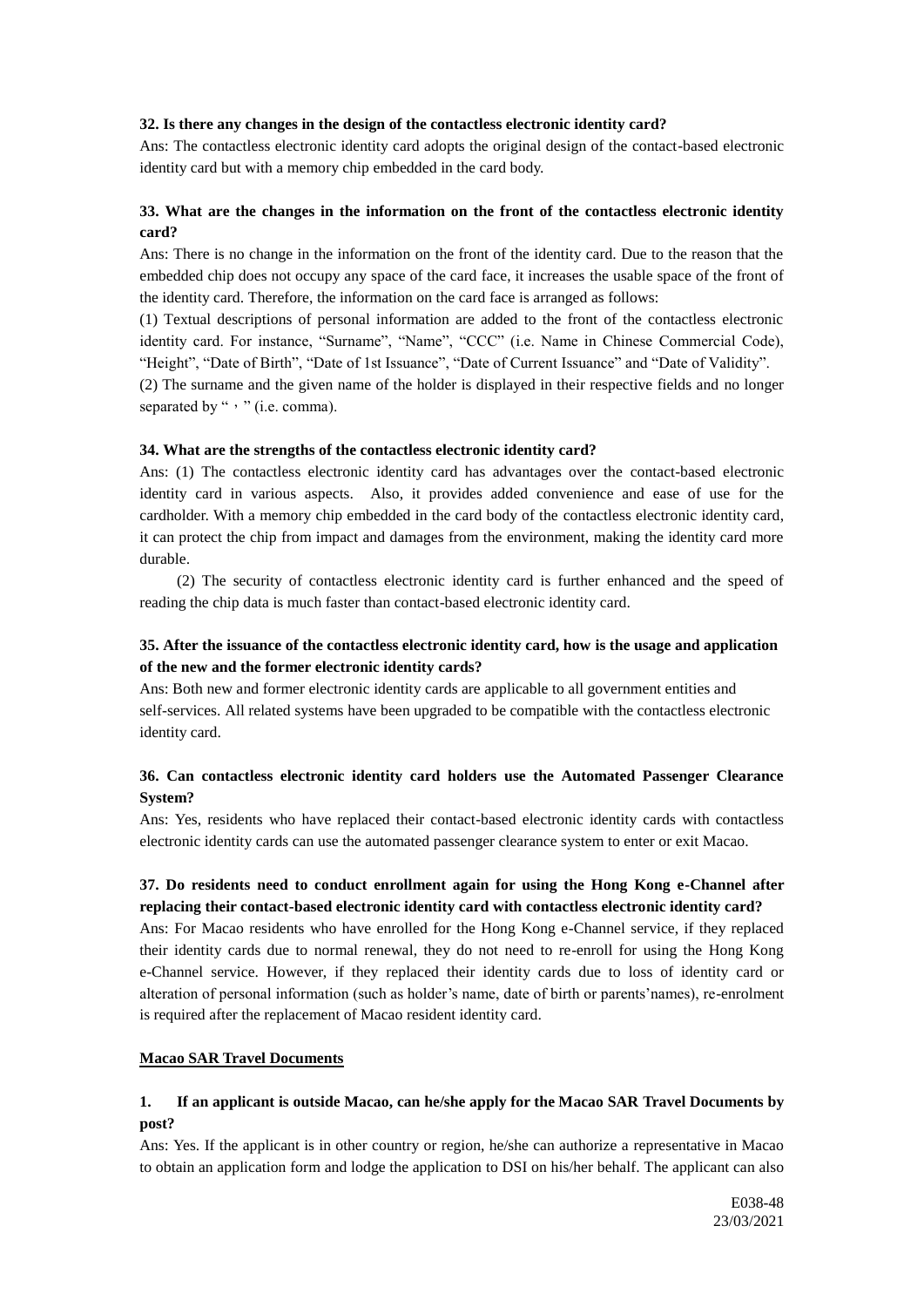**32. Is there any changes in the design of the contactless electronic identity card?**

Ans: The contactless electronic identity card adopts the original design of the contact-based electronic identity card but with a memory chip embedded in the card body.

**33. What are the changes in the information on the front of the contactless electronic identity card?**

Ans: There is no change in the information on the front of the identity card. Due to the reason that the embedded chip does not occupy any space of the card face, it increases the usable space of the front of the identity card. Therefore, the information on the card face is arranged as follows:

(1) Textual descriptions of personal information are added to the front of the contactless electronic identity card. For instance, "Surname", "Name", "CCC" (i.e. Name in Chinese Commercial Code), "Height", "Date of Birth", "Date of 1st Issuance", "Date of Current Issuance" and "Date of Validity".

(2) The surname and the given name of the holder is displayed in their respective fields and no longer separated by "，" (i.e. comma).

**34. What are the strengths of the contactless electronic identity card?**

Ans: (1) The contactless electronic identity card has advantages over the contact-based electronic identity card in various aspects. Also, it provides added convenience and ease of use for the cardholder. With a memory chip embedded in the card body of the contactless electronic identity card, it can protect the chip from impact and damages from the environment, making the identity card more durable.

(2) The security of contactless electronic identity card is further enhanced and the speed of reading the chip data is much faster than contact-based electronic identity card.

**35. After the issuance of the contactless electronic identity card, how is the usage and application of the new and the former electronic identity cards?**

Ans: Both new and former electronic identity cards are applicable to all government entities and self-services. All related systems have been upgraded to be compatible with the contactless electronic identity card.

**36. Can contactless electronic identity card holders use the Automated Passenger Clearance System?**

Ans: Yes, residents who have replaced their contact-based electronic identity cards with contactless electronic identity cards can use the automated passenger clearance system to enter or exit Macao.

**37. Do residents need to conduct enrollment again for using the Hong Kong e-Channel after replacing their contact-based electronic identity card with contactless electronic identity card?**

Ans: For Macao residents who have enrolled for the Hong Kong e-Channel service, if they replaced their identity cards due to normal renewal, they do not need to re-enroll for using the Hong Kong e-Channel service. However, if they replaced their identity cards due to loss of identity card or alteration of personal information (such as holder's name, date of birth or parents'names), re-enrolment is required after the replacement of Macao resident identity card.

**Macao SAR Travel Documents**

**1. If an applicant is outside Macao, can he/she apply for the Macao SAR Travel Documents by post?**

Ans: Yes. If the applicant is in other country or region, he/she can authorize a representative in Macao to obtain an application form and lodge the application to DSI on his/her behalf. The applicant can also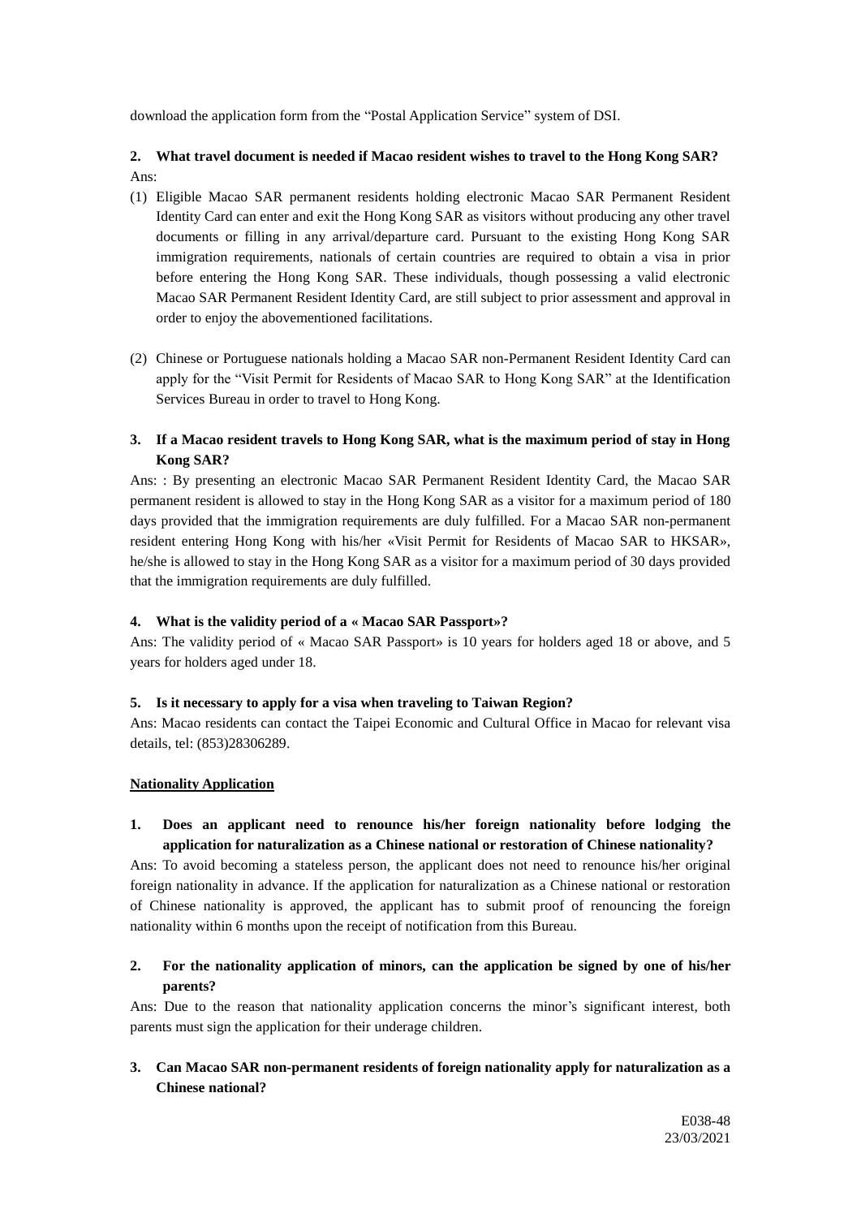download the application form from the "Postal Application Service" system of DSI.

**2. What travel document is needed if Macao resident wishes to travel to the Hong Kong SAR?**

Ans:

(1) Eligible Macao SAR permanent residents holding electronic Macao SAR Permanent Resident Identity Card can enter and exit the Hong Kong SAR as visitors without producing any other travel documents or filling in any arrival/departure card. Pursuant to the existing Hong Kong SAR immigration requirements, nationals of certain countries are required to obtain a visa in prior before entering the Hong Kong SAR. These individuals, though possessing a valid electronic Macao SAR Permanent Resident Identity Card, are still subject to prior assessment and approval in order to enjoy the abovementioned facilitations.

(2) Chinese or Portuguese nationals holding a Macao SAR non-Permanent Resident Identity Card can apply for the "Visit Permit for Residents of Macao SAR to Hong Kong SAR" at the Identification Services Bureau in order to travel to Hong Kong.

**3. If a Macao resident travels to Hong Kong SAR, what is the maximum period of stay in Hong Kong SAR?**

Ans: : By presenting an electronic Macao SAR Permanent Resident Identity Card, the Macao SAR permanent resident is allowed to stay in the Hong Kong SAR as a visitor for a maximum period of 180 days provided that the immigration requirements are duly fulfilled. For a Macao SAR non-permanent resident entering Hong Kong with his/her «Visit Permit for Residents of Macao SAR to HKSAR», he/she is allowed to stay in the Hong Kong SAR as a visitor for a maximum period of 30 days provided that the immigration requirements are duly fulfilled.

**4. What is the validity period of a « Macao SAR Passport»?**

Ans: The validity period of « Macao SAR Passport» is 10 years for holders aged 18 or above, and 5 years for holders aged under 18.

**5. Is it necessary to apply for a visa when traveling to Taiwan Region?**

Ans: Macao residents can contact the Taipei Economic and Cultural Office in Macao for relevant visa details, tel: (853)28306289.

**Nationality Application**

**1. Does an applicant need to renounce his/her foreign nationality before lodging the application for naturalization as a Chinese national or restoration of Chinese nationality?**

Ans: To avoid becoming a stateless person, the applicant does not need to renounce his/her original foreign nationality in advance. If the application for naturalization as a Chinese national or restoration of Chinese nationality is approved, the applicant has to submit proof of renouncing the foreign nationality within 6 months upon the receipt of notification from this Bureau.

**2. For the nationality application of minors, can the application be signed by one of his/her parents?**

Ans: Due to the reason that nationality application concerns the minor's significant interest, both parents must sign the application for their underage children.

**3. Can Macao SAR non-permanent residents of foreign nationality apply for naturalization as a Chinese national?**

E038-48
23/03/2021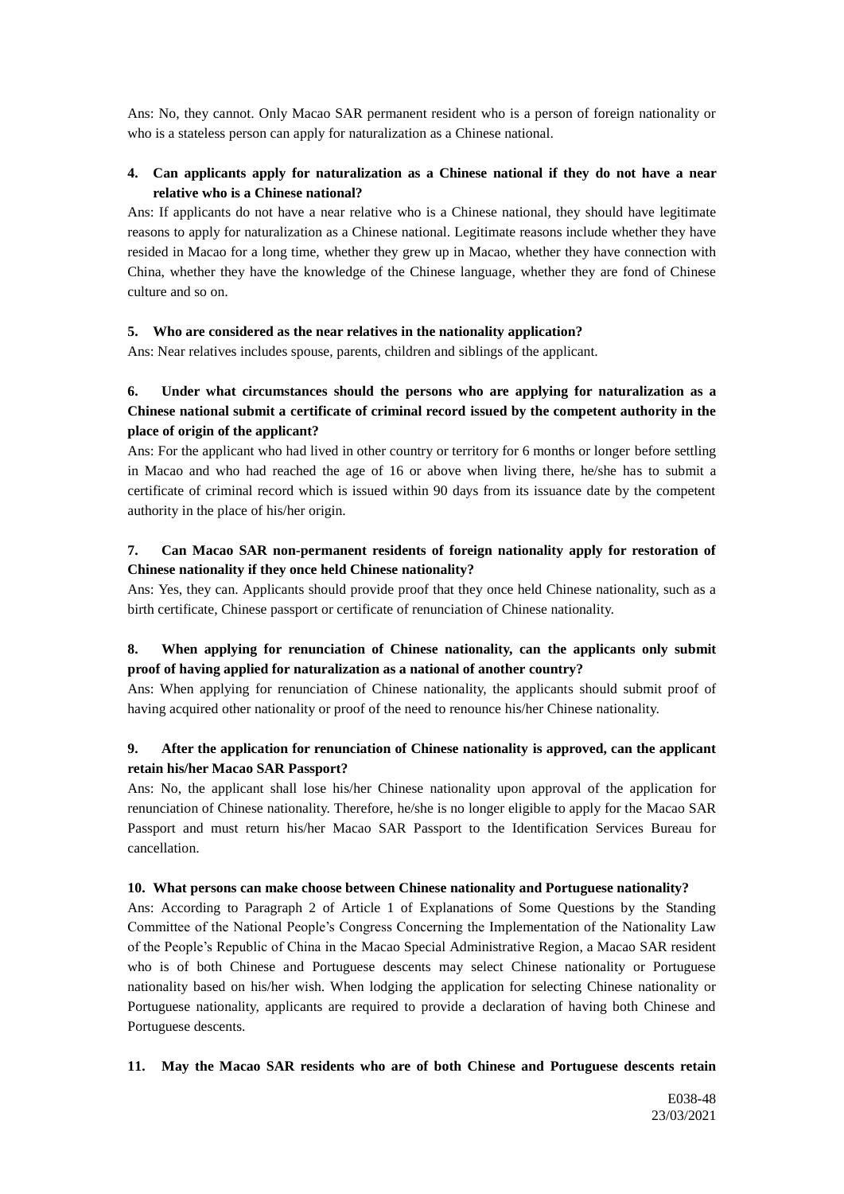Ans: No, they cannot. Only Macao SAR permanent resident who is a person of foreign nationality or who is a stateless person can apply for naturalization as a Chinese national.

**4. Can applicants apply for naturalization as a Chinese national if they do not have a near relative who is a Chinese national?**

Ans: If applicants do not have a near relative who is a Chinese national, they should have legitimate reasons to apply for naturalization as a Chinese national. Legitimate reasons include whether they have resided in Macao for a long time, whether they grew up in Macao, whether they have connection with China, whether they have the knowledge of the Chinese language, whether they are fond of Chinese culture and so on.

**5. Who are considered as the near relatives in the nationality application?**

Ans: Near relatives includes spouse, parents, children and siblings of the applicant.

**6. Under what circumstances should the persons who are applying for naturalization as a Chinese national submit a certificate of criminal record issued by the competent authority in the place of origin of the applicant?**

Ans: For the applicant who had lived in other country or territory for 6 months or longer before settling in Macao and who had reached the age of 16 or above when living there, he/she has to submit a certificate of criminal record which is issued within 90 days from its issuance date by the competent authority in the place of his/her origin.

**7. Can Macao SAR non-permanent residents of foreign nationality apply for restoration of Chinese nationality if they once held Chinese nationality?**

Ans: Yes, they can. Applicants should provide proof that they once held Chinese nationality, such as a birth certificate, Chinese passport or certificate of renunciation of Chinese nationality.

**8. When applying for renunciation of Chinese nationality, can the applicants only submit proof of having applied for naturalization as a national of another country?**

Ans: When applying for renunciation of Chinese nationality, the applicants should submit proof of having acquired other nationality or proof of the need to renounce his/her Chinese nationality.

**9. After the application for renunciation of Chinese nationality is approved, can the applicant retain his/her Macao SAR Passport?**

Ans: No, the applicant shall lose his/her Chinese nationality upon approval of the application for renunciation of Chinese nationality. Therefore, he/she is no longer eligible to apply for the Macao SAR Passport and must return his/her Macao SAR Passport to the Identification Services Bureau for cancellation.

**10. What persons can make choose between Chinese nationality and Portuguese nationality?**

Ans: According to Paragraph 2 of Article 1 of Explanations of Some Questions by the Standing Committee of the National People's Congress Concerning the Implementation of the Nationality Law of the People's Republic of China in the Macao Special Administrative Region, a Macao SAR resident who is of both Chinese and Portuguese descents may select Chinese nationality or Portuguese nationality based on his/her wish. When lodging the application for selecting Chinese nationality or Portuguese nationality, applicants are required to provide a declaration of having both Chinese and Portuguese descents.

**11. May the Macao SAR residents who are of both Chinese and Portuguese descents retain**

E038-48
23/03/2021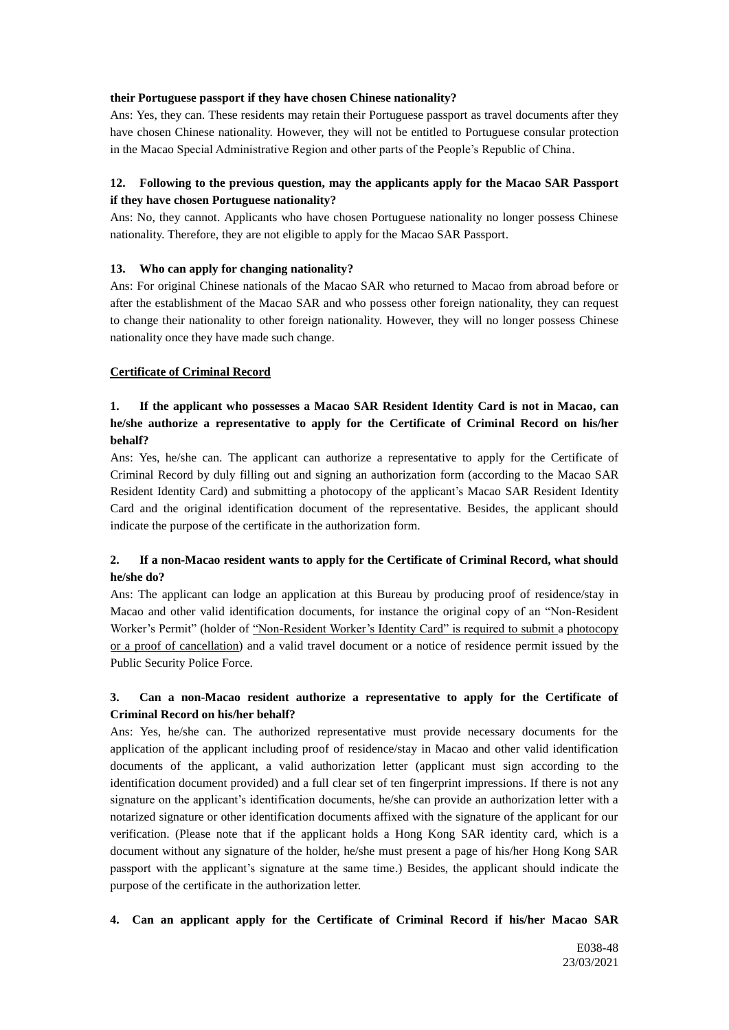**their Portuguese passport if they have chosen Chinese nationality?**

Ans: Yes, they can. These residents may retain their Portuguese passport as travel documents after they have chosen Chinese nationality. However, they will not be entitled to Portuguese consular protection in the Macao Special Administrative Region and other parts of the People's Republic of China.

**12. Following to the previous question, may the applicants apply for the Macao SAR Passport if they have chosen Portuguese nationality?**

Ans: No, they cannot. Applicants who have chosen Portuguese nationality no longer possess Chinese nationality. Therefore, they are not eligible to apply for the Macao SAR Passport.

**13. Who can apply for changing nationality?**

Ans: For original Chinese nationals of the Macao SAR who returned to Macao from abroad before or after the establishment of the Macao SAR and who possess other foreign nationality, they can request to change their nationality to other foreign nationality. However, they will no longer possess Chinese nationality once they have made such change.

**Certificate of Criminal Record**

**1. If the applicant who possesses a Macao SAR Resident Identity Card is not in Macao, can he/she authorize a representative to apply for the Certificate of Criminal Record on his/her behalf?**

Ans: Yes, he/she can. The applicant can authorize a representative to apply for the Certificate of Criminal Record by duly filling out and signing an authorization form (according to the Macao SAR Resident Identity Card) and submitting a photocopy of the applicant's Macao SAR Resident Identity Card and the original identification document of the representative. Besides, the applicant should indicate the purpose of the certificate in the authorization form.

**2. If a non-Macao resident wants to apply for the Certificate of Criminal Record, what should he/she do?**

Ans: The applicant can lodge an application at this Bureau by producing proof of residence/stay in Macao and other valid identification documents, for instance the original copy of an "Non-Resident Worker's Permit" (holder of "Non-Resident Worker's Identity Card" is required to submit a photocopy or a proof of cancellation) and a valid travel document or a notice of residence permit issued by the Public Security Police Force.

**3. Can a non-Macao resident authorize a representative to apply for the Certificate of Criminal Record on his/her behalf?**

Ans: Yes, he/she can. The authorized representative must provide necessary documents for the application of the applicant including proof of residence/stay in Macao and other valid identification documents of the applicant, a valid authorization letter (applicant must sign according to the identification document provided) and a full clear set of ten fingerprint impressions. If there is not any signature on the applicant's identification documents, he/she can provide an authorization letter with a notarized signature or other identification documents affixed with the signature of the applicant for our verification. (Please note that if the applicant holds a Hong Kong SAR identity card, which is a document without any signature of the holder, he/she must present a page of his/her Hong Kong SAR passport with the applicant's signature at the same time.) Besides, the applicant should indicate the purpose of the certificate in the authorization letter.

**4. Can an applicant apply for the Certificate of Criminal Record if his/her Macao SAR**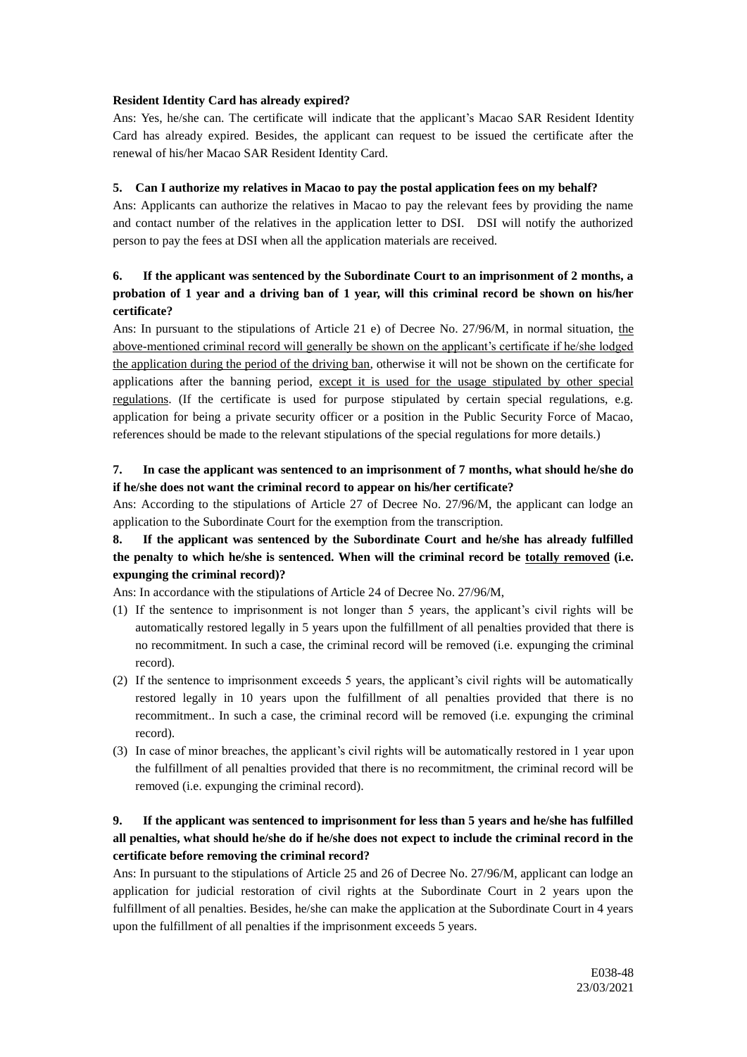**Resident Identity Card has already expired?**

Ans: Yes, he/she can. The certificate will indicate that the applicant's Macao SAR Resident Identity Card has already expired. Besides, the applicant can request to be issued the certificate after the renewal of his/her Macao SAR Resident Identity Card.

**5. Can I authorize my relatives in Macao to pay the postal application fees on my behalf?**

Ans: Applicants can authorize the relatives in Macao to pay the relevant fees by providing the name and contact number of the relatives in the application letter to DSI. DSI will notify the authorized person to pay the fees at DSI when all the application materials are received.

**6. If the applicant was sentenced by the Subordinate Court to an imprisonment of 2 months, a probation of 1 year and a driving ban of 1 year, will this criminal record be shown on his/her certificate?**

Ans: In pursuant to the stipulations of Article 21 e) of Decree No. 27/96/M, in normal situation, <u>the above-mentioned criminal record will generally be shown on the applicant's certificate if he/she lodged the application during the period of the driving ban</u>, otherwise it will not be shown on the certificate for applications after the banning period, <u>except it is used for the usage stipulated by other special regulations</u>. (If the certificate is used for purpose stipulated by certain special regulations, e.g. application for being a private security officer or a position in the Public Security Force of Macao, references should be made to the relevant stipulations of the special regulations for more details.)

**7. In case the applicant was sentenced to an imprisonment of 7 months, what should he/she do if he/she does not want the criminal record to appear on his/her certificate?**

Ans: According to the stipulations of Article 27 of Decree No. 27/96/M, the applicant can lodge an application to the Subordinate Court for the exemption from the transcription.

**8. If the applicant was sentenced by the Subordinate Court and he/she has already fulfilled the penalty to which he/she is sentenced. When will the criminal record be <u>totally removed</u> (i.e. expunging the criminal record)?**

Ans: In accordance with the stipulations of Article 24 of Decree No. 27/96/M,

(1) If the sentence to imprisonment is not longer than 5 years, the applicant's civil rights will be automatically restored legally in 5 years upon the fulfillment of all penalties provided that there is no recommitment. In such a case, the criminal record will be removed (i.e. expunging the criminal record).

(2) If the sentence to imprisonment exceeds 5 years, the applicant's civil rights will be automatically restored legally in 10 years upon the fulfillment of all penalties provided that there is no recommitment.. In such a case, the criminal record will be removed (i.e. expunging the criminal record).

(3) In case of minor breaches, the applicant's civil rights will be automatically restored in 1 year upon the fulfillment of all penalties provided that there is no recommitment, the criminal record will be removed (i.e. expunging the criminal record).

**9. If the applicant was sentenced to imprisonment for less than 5 years and he/she has fulfilled all penalties, what should he/she do if he/she does not expect to include the criminal record in the certificate before removing the criminal record?**

Ans: In pursuant to the stipulations of Article 25 and 26 of Decree No. 27/96/M, applicant can lodge an application for judicial restoration of civil rights at the Subordinate Court in 2 years upon the fulfillment of all penalties. Besides, he/she can make the application at the Subordinate Court in 4 years upon the fulfillment of all penalties if the imprisonment exceeds 5 years.

E038-48
23/03/2021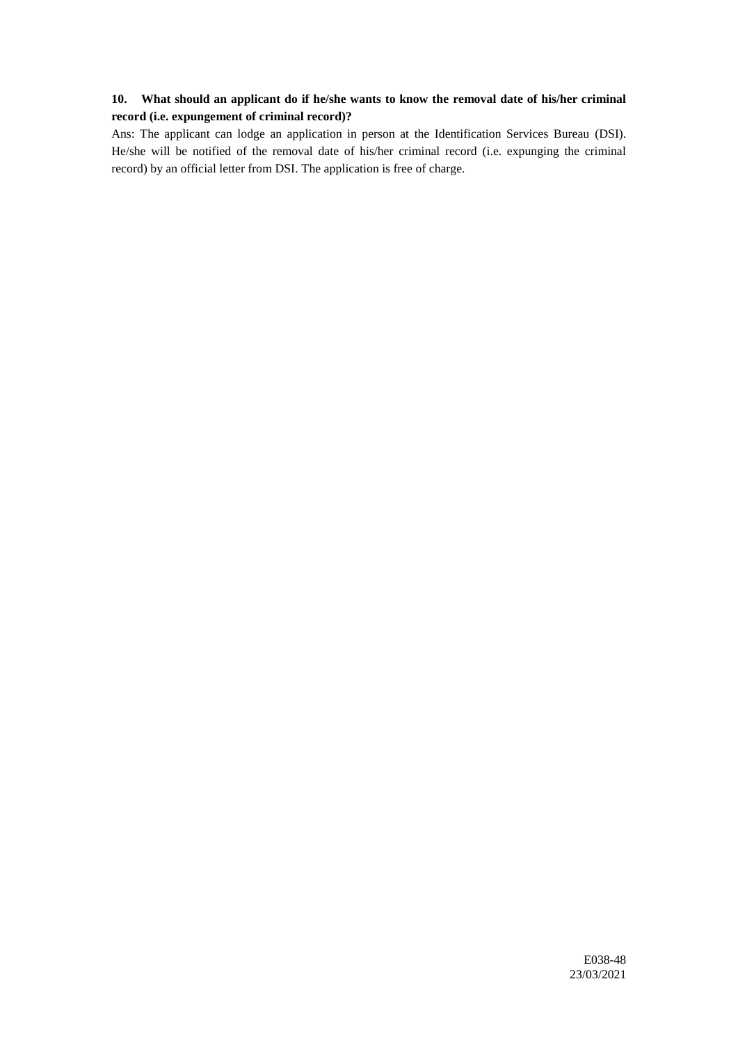**10. What should an applicant do if he/she wants to know the removal date of his/her criminal record (i.e. expungement of criminal record)?**

Ans: The applicant can lodge an application in person at the Identification Services Bureau (DSI). He/she will be notified of the removal date of his/her criminal record (i.e. expunging the criminal record) by an official letter from DSI. The application is free of charge.

E038-48
23/03/2021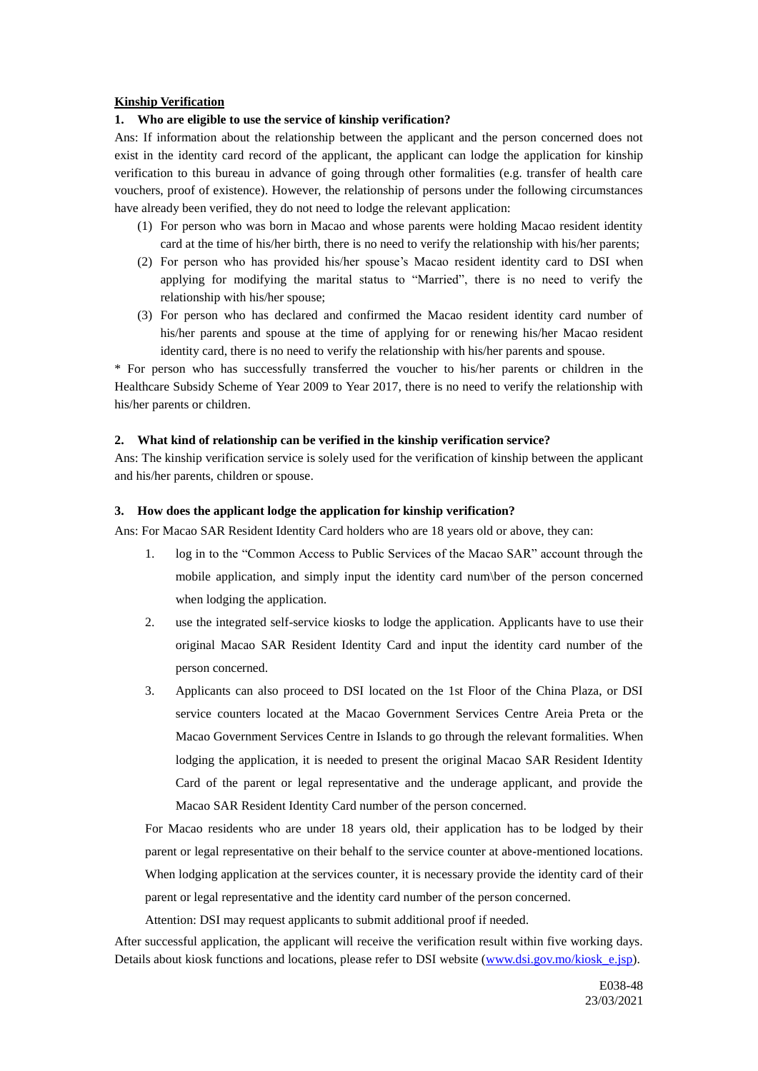**Kinship Verification**

**1. Who are eligible to use the service of kinship verification?**

Ans: If information about the relationship between the applicant and the person concerned does not exist in the identity card record of the applicant, the applicant can lodge the application for kinship verification to this bureau in advance of going through other formalities (e.g. transfer of health care vouchers, proof of existence). However, the relationship of persons under the following circumstances have already been verified, they do not need to lodge the relevant application:

(1) For person who was born in Macao and whose parents were holding Macao resident identity card at the time of his/her birth, there is no need to verify the relationship with his/her parents;

(2) For person who has provided his/her spouse's Macao resident identity card to DSI when applying for modifying the marital status to "Married", there is no need to verify the relationship with his/her spouse;

(3) For person who has declared and confirmed the Macao resident identity card number of his/her parents and spouse at the time of applying for or renewing his/her Macao resident identity card, there is no need to verify the relationship with his/her parents and spouse.

* For person who has successfully transferred the voucher to his/her parents or children in the Healthcare Subsidy Scheme of Year 2009 to Year 2017, there is no need to verify the relationship with his/her parents or children.

**2. What kind of relationship can be verified in the kinship verification service?**

Ans: The kinship verification service is solely used for the verification of kinship between the applicant and his/her parents, children or spouse.

**3. How does the applicant lodge the application for kinship verification?**

Ans: For Macao SAR Resident Identity Card holders who are 18 years old or above, they can:

1. log in to the "Common Access to Public Services of the Macao SAR" account through the mobile application, and simply input the identity card num\ber of the person concerned when lodging the application.
2. use the integrated self-service kiosks to lodge the application. Applicants have to use their original Macao SAR Resident Identity Card and input the identity card number of the person concerned.
3. Applicants can also proceed to DSI located on the 1st Floor of the China Plaza, or DSI service counters located at the Macao Government Services Centre Areia Preta or the Macao Government Services Centre in Islands to go through the relevant formalities. When lodging the application, it is needed to present the original Macao SAR Resident Identity Card of the parent or legal representative and the underage applicant, and provide the Macao SAR Resident Identity Card number of the person concerned.

For Macao residents who are under 18 years old, their application has to be lodged by their parent or legal representative on their behalf to the service counter at above-mentioned locations. When lodging application at the services counter, it is necessary provide the identity card of their parent or legal representative and the identity card number of the person concerned.

Attention: DSI may request applicants to submit additional proof if needed.

After successful application, the applicant will receive the verification result within five working days. Details about kiosk functions and locations, please refer to DSI website (www.dsi.gov.mo/kiosk_e.jsp).

E038-48
23/03/2021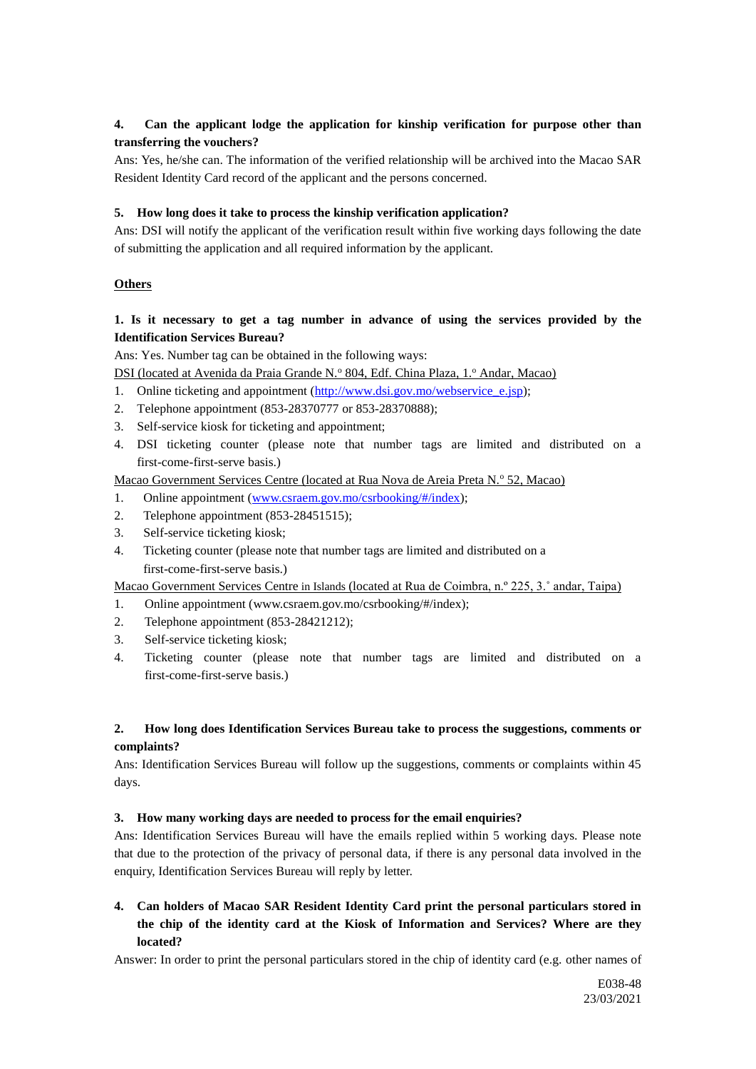**4. Can the applicant lodge the application for kinship verification for purpose other than transferring the vouchers?**

Ans: Yes, he/she can. The information of the verified relationship will be archived into the Macao SAR Resident Identity Card record of the applicant and the persons concerned.

**5. How long does it take to process the kinship verification application?**

Ans: DSI will notify the applicant of the verification result within five working days following the date of submitting the application and all required information by the applicant.

## Others

**1. Is it necessary to get a tag number in advance of using the services provided by the Identification Services Bureau?**

Ans: Yes. Number tag can be obtained in the following ways:

DSI (located at Avenida da Praia Grande N.º 804, Edf. China Plaza, 1.º Andar, Macao)

1. Online ticketing and appointment (http://www.dsi.gov.mo/webservice_e.jsp);
2. Telephone appointment (853-28370777 or 853-28370888);
3. Self-service kiosk for ticketing and appointment;
4. DSI ticketing counter (please note that number tags are limited and distributed on a first-come-first-serve basis.)

Macao Government Services Centre (located at Rua Nova de Areia Preta N.º 52, Macao)

1. Online appointment (www.csraem.gov.mo/csrbooking/#/index);
2. Telephone appointment (853-28451515);
3. Self-service ticketing kiosk;
4. Ticketing counter (please note that number tags are limited and distributed on a first-come-first-serve basis.)

Macao Government Services Centre in Islands (located at Rua de Coimbra, n.º 225, 3.˚ andar, Taipa)

1. Online appointment (www.csraem.gov.mo/csrbooking/#/index);
2. Telephone appointment (853-28421212);
3. Self-service ticketing kiosk;
4. Ticketing counter (please note that number tags are limited and distributed on a first-come-first-serve basis.)

**2. How long does Identification Services Bureau take to process the suggestions, comments or complaints?**

Ans: Identification Services Bureau will follow up the suggestions, comments or complaints within 45 days.

**3. How many working days are needed to process for the email enquiries?**

Ans: Identification Services Bureau will have the emails replied within 5 working days. Please note that due to the protection of the privacy of personal data, if there is any personal data involved in the enquiry, Identification Services Bureau will reply by letter.

**4. Can holders of Macao SAR Resident Identity Card print the personal particulars stored in the chip of the identity card at the Kiosk of Information and Services? Where are they located?**

Answer: In order to print the personal particulars stored in the chip of identity card (e.g. other names of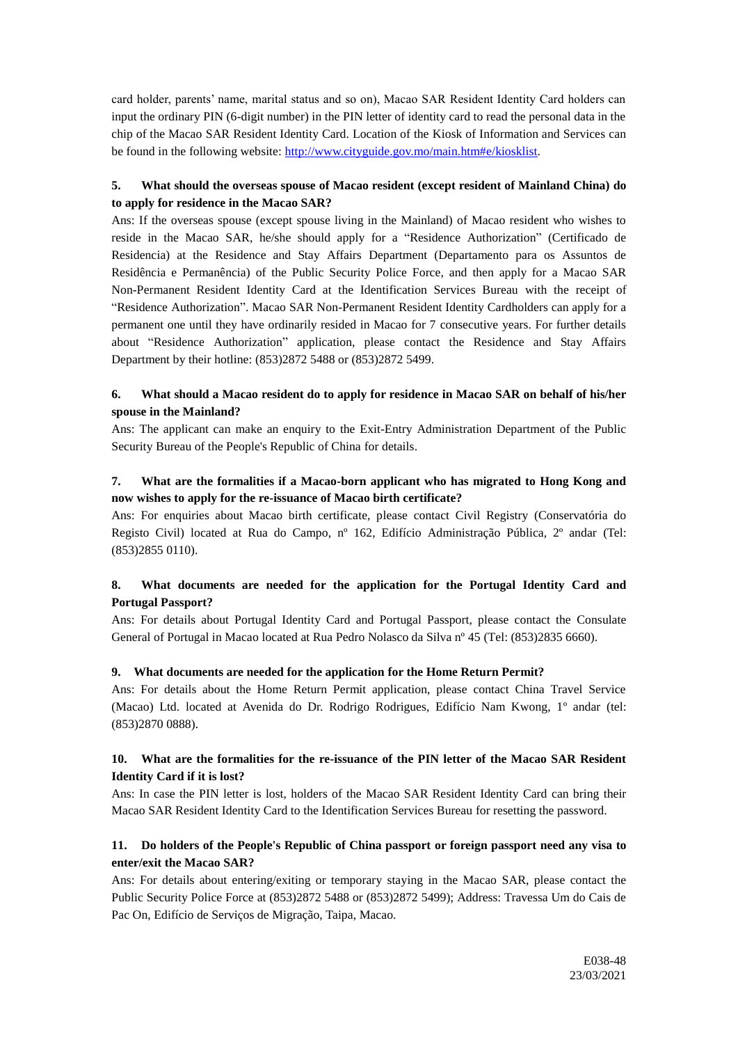card holder, parents' name, marital status and so on), Macao SAR Resident Identity Card holders can input the ordinary PIN (6-digit number) in the PIN letter of identity card to read the personal data in the chip of the Macao SAR Resident Identity Card. Location of the Kiosk of Information and Services can be found in the following website: http://www.cityguide.gov.mo/main.htm#e/kiosklist.

**5. What should the overseas spouse of Macao resident (except resident of Mainland China) do to apply for residence in the Macao SAR?**

Ans: If the overseas spouse (except spouse living in the Mainland) of Macao resident who wishes to reside in the Macao SAR, he/she should apply for a "Residence Authorization" (Certificado de Residencia) at the Residence and Stay Affairs Department (Departamento para os Assuntos de Residência e Permanência) of the Public Security Police Force, and then apply for a Macao SAR Non-Permanent Resident Identity Card at the Identification Services Bureau with the receipt of "Residence Authorization". Macao SAR Non-Permanent Resident Identity Cardholders can apply for a permanent one until they have ordinarily resided in Macao for 7 consecutive years. For further details about "Residence Authorization" application, please contact the Residence and Stay Affairs Department by their hotline: (853)2872 5488 or (853)2872 5499.

**6. What should a Macao resident do to apply for residence in Macao SAR on behalf of his/her spouse in the Mainland?**

Ans: The applicant can make an enquiry to the Exit-Entry Administration Department of the Public Security Bureau of the People's Republic of China for details.

**7. What are the formalities if a Macao-born applicant who has migrated to Hong Kong and now wishes to apply for the re-issuance of Macao birth certificate?**

Ans: For enquiries about Macao birth certificate, please contact Civil Registry (Conservatória do Registo Civil) located at Rua do Campo, nº 162, Edifício Administração Pública, 2º andar (Tel: (853)2855 0110).

**8. What documents are needed for the application for the Portugal Identity Card and Portugal Passport?**

Ans: For details about Portugal Identity Card and Portugal Passport, please contact the Consulate General of Portugal in Macao located at Rua Pedro Nolasco da Silva nº 45 (Tel: (853)2835 6660).

**9. What documents are needed for the application for the Home Return Permit?**

Ans: For details about the Home Return Permit application, please contact China Travel Service (Macao) Ltd. located at Avenida do Dr. Rodrigo Rodrigues, Edifício Nam Kwong, 1º andar (tel: (853)2870 0888).

**10. What are the formalities for the re-issuance of the PIN letter of the Macao SAR Resident Identity Card if it is lost?**

Ans: In case the PIN letter is lost, holders of the Macao SAR Resident Identity Card can bring their Macao SAR Resident Identity Card to the Identification Services Bureau for resetting the password.

**11. Do holders of the People's Republic of China passport or foreign passport need any visa to enter/exit the Macao SAR?**

Ans: For details about entering/exiting or temporary staying in the Macao SAR, please contact the Public Security Police Force at (853)2872 5488 or (853)2872 5499); Address: Travessa Um do Cais de Pac On, Edifício de Serviços de Migração, Taipa, Macao.

E038-48
23/03/2021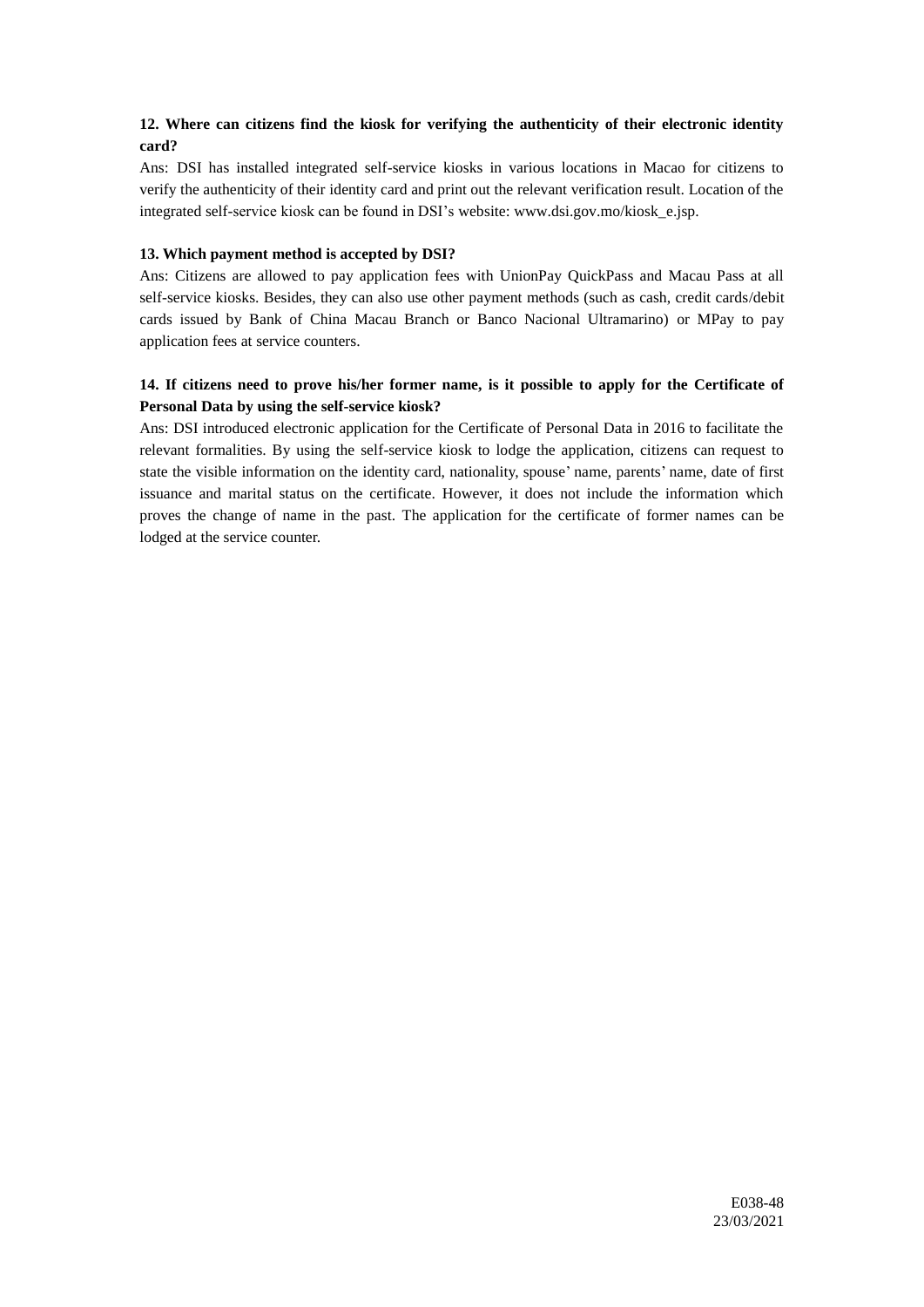**12. Where can citizens find the kiosk for verifying the authenticity of their electronic identity card?**

Ans: DSI has installed integrated self-service kiosks in various locations in Macao for citizens to verify the authenticity of their identity card and print out the relevant verification result. Location of the integrated self-service kiosk can be found in DSI's website: www.dsi.gov.mo/kiosk_e.jsp.

**13. Which payment method is accepted by DSI?**

Ans: Citizens are allowed to pay application fees with UnionPay QuickPass and Macau Pass at all self-service kiosks. Besides, they can also use other payment methods (such as cash, credit cards/debit cards issued by Bank of China Macau Branch or Banco Nacional Ultramarino) or MPay to pay application fees at service counters.

**14. If citizens need to prove his/her former name, is it possible to apply for the Certificate of Personal Data by using the self-service kiosk?**

Ans: DSI introduced electronic application for the Certificate of Personal Data in 2016 to facilitate the relevant formalities. By using the self-service kiosk to lodge the application, citizens can request to state the visible information on the identity card, nationality, spouse' name, parents' name, date of first issuance and marital status on the certificate. However, it does not include the information which proves the change of name in the past. The application for the certificate of former names can be lodged at the service counter.

E038-48
23/03/2021